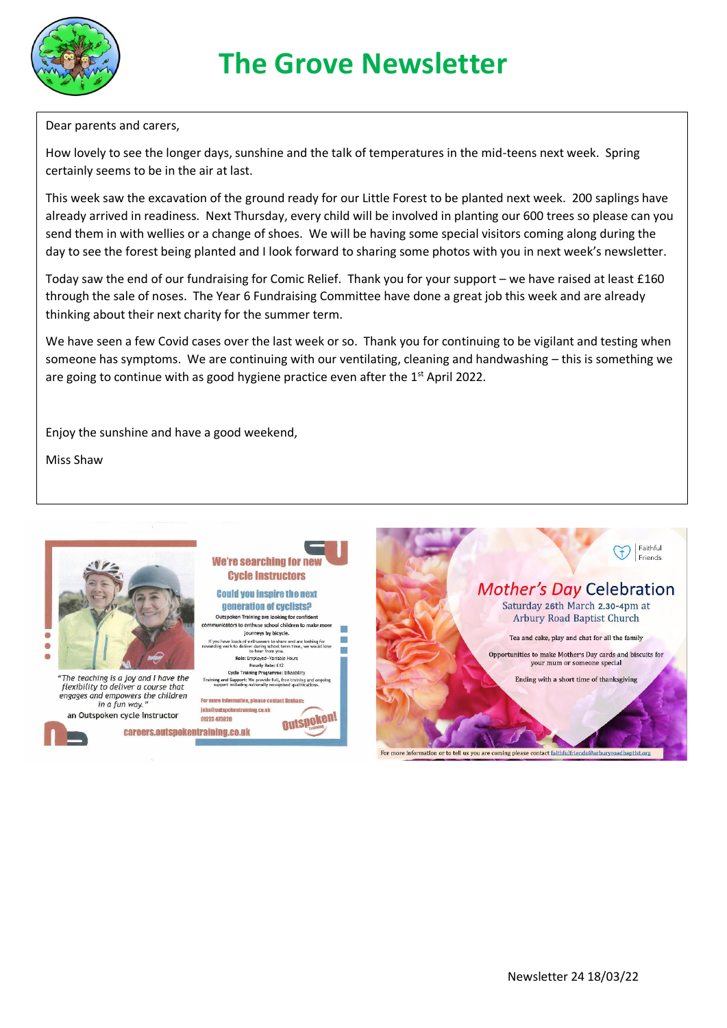# The Grove Newsletter

Dear parents and carers,

How lovely to see the longer days, sunshine and the talk of temperatures in the mid-teens next week. Spring certainly seems to be in the air at last.

This week saw the excavation of the ground ready for our Little Forest to be planted next week. 200 saplings have already arrived in readiness. Next Thursday, every child will be involved in planting our 600 trees so please can you send them in with wellies or a change of shoes. We will be having some special visitors coming along during the day to see the forest being planted and I look forward to sharing some photos with you in next week's newsletter.

Today saw the end of our fundraising for Comic Relief. Thank you for your support – we have raised at least £160 through the sale of noses. The Year 6 Fundraising Committee have done a great job this week and are already thinking about their next charity for the summer term.

We have seen a few Covid cases over the last week or so. Thank you for continuing to be vigilant and testing when someone has symptoms. We are continuing with our ventilating, cleaning and handwashing – this is something we are going to continue with as good hygiene practice even after the 1st April 2022.

Enjoy the sunshine and have a good weekend,

Miss Shaw

---

## We're searching for new Cycle Instructors

### Could you inspire the next generation of cyclists?

Outspoken Training are looking for confident communicators to enthuse school children to make more journeys by bicycle.

If you have loads of enthusiasm to share and are looking for rewarding work to deliver during school term time, we would love to hear from you.

Role: Employed—Variable Hours

Hourly Rate: £12

Cycle Training Programme: Bikeability

Training and Support: We provide full, free training and ongoing support including nationally recognised qualifications.

*"The teaching is a joy and I have the flexibility to deliver a course that engages and empowers the children in a fun way."*
an Outspoken cycle instructor

For more information, please contact Graham:
jobs@outspokentraining.co.uk
01223 473820

careers.outspokentraining.co.uk

Outspoken! Training

---

Faithful Friends

## Mother's Day Celebration

Saturday 26th March 2.30-4pm at Arbury Road Baptist Church

Tea and cake, play and chat for all the family

Opportunities to make Mother's Day cards and biscuits for your mum or someone special

Ending with a short time of thanksgiving

For more information or to tell us you are coming please contact faithfulfriends@arburyroadbaptist.org

Newsletter 24 18/03/22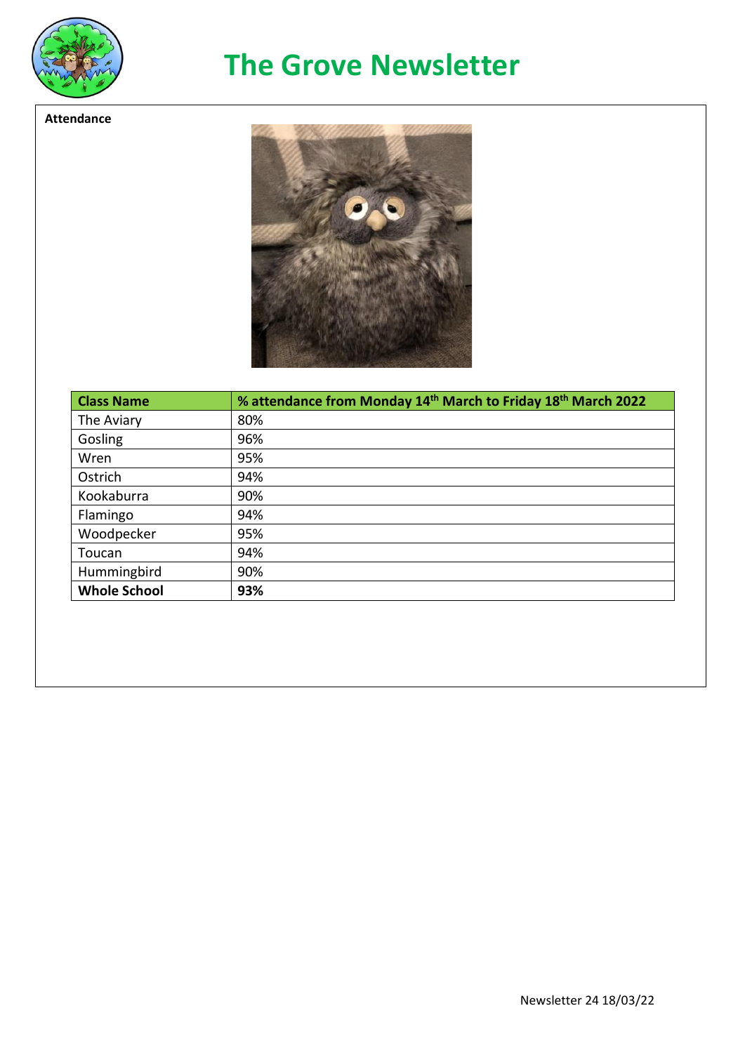# The Grove Newsletter

**Attendance**

| Class Name | % attendance from Monday 14th March to Friday 18th March 2022 |
|---|---|
| The Aviary | 80% |
| Gosling | 96% |
| Wren | 95% |
| Ostrich | 94% |
| Kookaburra | 90% |
| Flamingo | 94% |
| Woodpecker | 95% |
| Toucan | 94% |
| Hummingbird | 90% |
| **Whole School** | **93%** |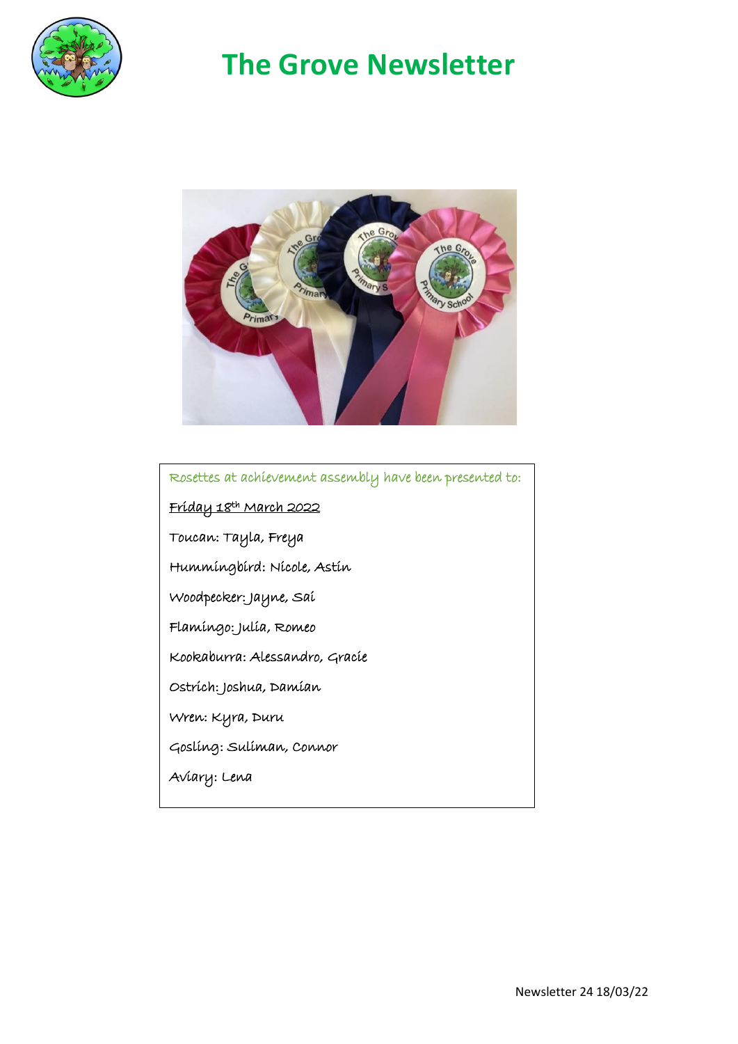# The Grove Newsletter

Rosettes at achievement assembly have been presented to:

<u>Friday 18th March 2022</u>

Toucan: Tayla, Freya

Hummingbird: Nicole, Astin

Woodpecker: Jayne, Sai

Flamingo: Julia, Romeo

Kookaburra: Alessandro, Gracie

Ostrich: Joshua, Damian

Wren: Kyra, Duru

Gosling: Suliman, Connor

Aviary: Lena